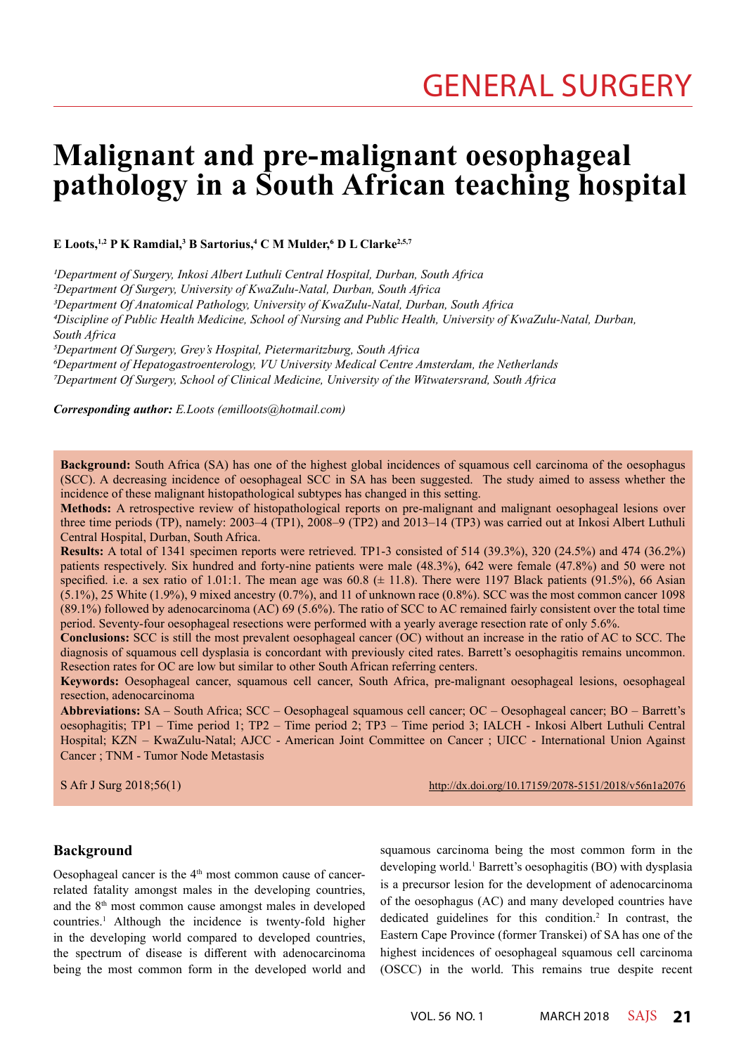GENERAL SURGERY

# Malignant and pre-malignant oesophageal pathology in a South African teaching hospital

**E Loots,[1,2] P K Ramdial,[3] B Sartorius,[4] C M Mulder,[6] D L Clarke[2,5,7]**

*[1]Department of Surgery, Inkosi Albert Luthuli Central Hospital, Durban, South Africa*
*[2]Department Of Surgery, University of KwaZulu-Natal, Durban, South Africa*
*[3]Department Of Anatomical Pathology, University of KwaZulu-Natal, Durban, South Africa*
*[4]Discipline of Public Health Medicine, School of Nursing and Public Health, University of KwaZulu-Natal, Durban, South Africa*
*[5]Department Of Surgery, Grey's Hospital, Pietermaritzburg, South Africa*
*[6]Department of Hepatogastroenterology, VU University Medical Centre Amsterdam, the Netherlands*
*[7]Department Of Surgery, School of Clinical Medicine, University of the Witwatersrand, South Africa*

***Corresponding author:*** *E.Loots (emilloots@hotmail.com)*

**Background:** South Africa (SA) has one of the highest global incidences of squamous cell carcinoma of the oesophagus (SCC). A decreasing incidence of oesophageal SCC in SA has been suggested. The study aimed to assess whether the incidence of these malignant histopathological subtypes has changed in this setting.

**Methods:** A retrospective review of histopathological reports on pre-malignant and malignant oesophageal lesions over three time periods (TP), namely: 2003–4 (TP1), 2008–9 (TP2) and 2013–14 (TP3) was carried out at Inkosi Albert Luthuli Central Hospital, Durban, South Africa.

**Results:** A total of 1341 specimen reports were retrieved. TP1-3 consisted of 514 (39.3%), 320 (24.5%) and 474 (36.2%) patients respectively. Six hundred and forty-nine patients were male (48.3%), 642 were female (47.8%) and 50 were not specified. i.e. a sex ratio of 1.01:1. The mean age was 60.8 (± 11.8). There were 1197 Black patients (91.5%), 66 Asian (5.1%), 25 White (1.9%), 9 mixed ancestry (0.7%), and 11 of unknown race (0.8%). SCC was the most common cancer 1098 (89.1%) followed by adenocarcinoma (AC) 69 (5.6%). The ratio of SCC to AC remained fairly consistent over the total time period. Seventy-four oesophageal resections were performed with a yearly average resection rate of only 5.6%.

**Conclusions:** SCC is still the most prevalent oesophageal cancer (OC) without an increase in the ratio of AC to SCC. The diagnosis of squamous cell dysplasia is concordant with previously cited rates. Barrett's oesophagitis remains uncommon. Resection rates for OC are low but similar to other South African referring centers.

**Keywords:** Oesophageal cancer, squamous cell cancer, South Africa, pre-malignant oesophageal lesions, oesophageal resection, adenocarcinoma

**Abbreviations:** SA – South Africa; SCC – Oesophageal squamous cell cancer; OC – Oesophageal cancer; BO – Barrett's oesophagitis; TP1 – Time period 1; TP2 – Time period 2; TP3 – Time period 3; IALCH - Inkosi Albert Luthuli Central Hospital; KZN – KwaZulu-Natal; AJCC - American Joint Committee on Cancer ; UICC - International Union Against Cancer ; TNM - Tumor Node Metastasis

S Afr J Surg 2018;56(1) http://dx.doi.org/10.17159/2078-5151/2018/v56n1a2076

## Background

Oesophageal cancer is the 4th most common cause of cancer-related fatality amongst males in the developing countries, and the 8th most common cause amongst males in developed countries.[1] Although the incidence is twenty-fold higher in the developing world compared to developed countries, the spectrum of disease is different with adenocarcinoma being the most common form in the developed world and squamous carcinoma being the most common form in the developing world.[1] Barrett's oesophagitis (BO) with dysplasia is a precursor lesion for the development of adenocarcinoma of the oesophagus (AC) and many developed countries have dedicated guidelines for this condition.[2] In contrast, the Eastern Cape Province (former Transkei) of SA has one of the highest incidences of oesophageal squamous cell carcinoma (OSCC) in the world. This remains true despite recent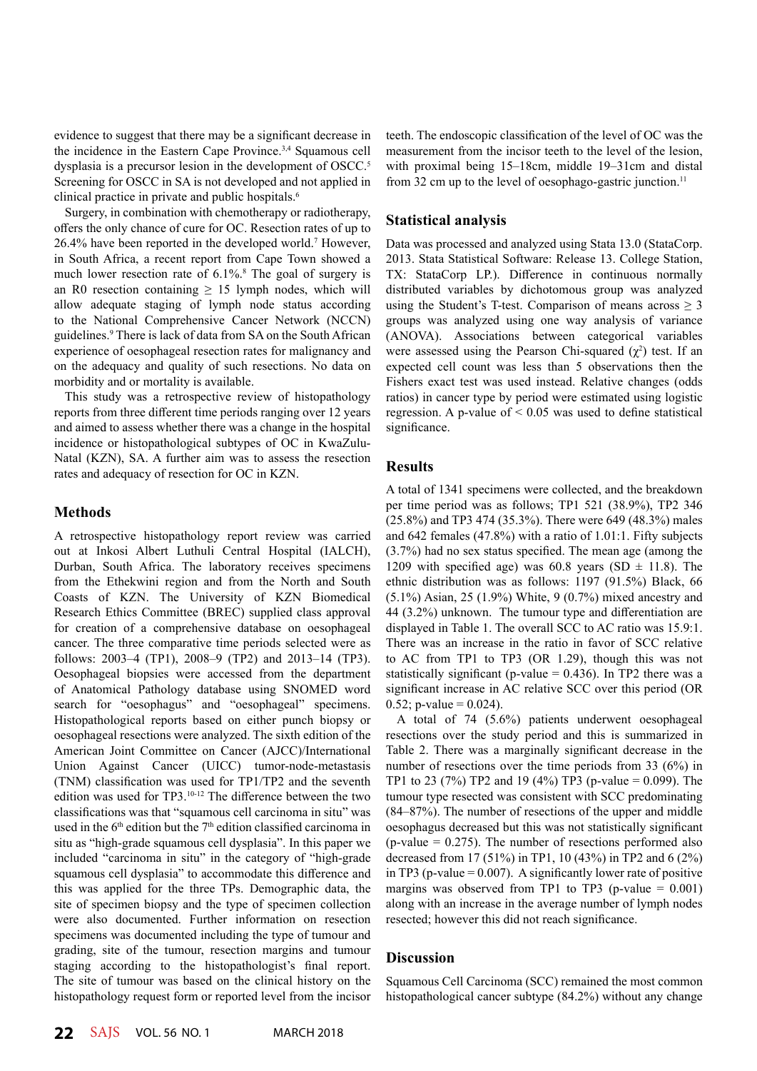evidence to suggest that there may be a significant decrease in the incidence in the Eastern Cape Province.[3,4] Squamous cell dysplasia is a precursor lesion in the development of OSCC.[5] Screening for OSCC in SA is not developed and not applied in clinical practice in private and public hospitals.[6]

Surgery, in combination with chemotherapy or radiotherapy, offers the only chance of cure for OC. Resection rates of up to 26.4% have been reported in the developed world.[7] However, in South Africa, a recent report from Cape Town showed a much lower resection rate of 6.1%.[8] The goal of surgery is an R0 resection containing ≥ 15 lymph nodes, which will allow adequate staging of lymph node status according to the National Comprehensive Cancer Network (NCCN) guidelines.[9] There is lack of data from SA on the South African experience of oesophageal resection rates for malignancy and on the adequacy and quality of such resections. No data on morbidity and or mortality is available.

This study was a retrospective review of histopathology reports from three different time periods ranging over 12 years and aimed to assess whether there was a change in the hospital incidence or histopathological subtypes of OC in KwaZulu-Natal (KZN), SA. A further aim was to assess the resection rates and adequacy of resection for OC in KZN.

## Methods

A retrospective histopathology report review was carried out at Inkosi Albert Luthuli Central Hospital (IALCH), Durban, South Africa. The laboratory receives specimens from the Ethekwini region and from the North and South Coasts of KZN. The University of KZN Biomedical Research Ethics Committee (BREC) supplied class approval for creation of a comprehensive database on oesophageal cancer. The three comparative time periods selected were as follows: 2003–4 (TP1), 2008–9 (TP2) and 2013–14 (TP3). Oesophageal biopsies were accessed from the department of Anatomical Pathology database using SNOMED word search for "oesophagus" and "oesophageal" specimens. Histopathological reports based on either punch biopsy or oesophageal resections were analyzed. The sixth edition of the American Joint Committee on Cancer (AJCC)/International Union Against Cancer (UICC) tumor-node-metastasis (TNM) classification was used for TP1/TP2 and the seventh edition was used for TP3.[10-12] The difference between the two classifications was that "squamous cell carcinoma in situ" was used in the 6th edition but the 7th edition classified carcinoma in situ as "high-grade squamous cell dysplasia". In this paper we included "carcinoma in situ" in the category of "high-grade squamous cell dysplasia" to accommodate this difference and this was applied for the three TPs. Demographic data, the site of specimen biopsy and the type of specimen collection were also documented. Further information on resection specimens was documented including the type of tumour and grading, site of the tumour, resection margins and tumour staging according to the histopathologist's final report. The site of tumour was based on the clinical history on the histopathology request form or reported level from the incisor teeth. The endoscopic classification of the level of OC was the measurement from the incisor teeth to the level of the lesion, with proximal being 15–18cm, middle 19–31cm and distal from 32 cm up to the level of oesophago-gastric junction.[11]

## Statistical analysis

Data was processed and analyzed using Stata 13.0 (StataCorp. 2013. Stata Statistical Software: Release 13. College Station, TX: StataCorp LP.). Difference in continuous normally distributed variables by dichotomous group was analyzed using the Student's T-test. Comparison of means across ≥ 3 groups was analyzed using one way analysis of variance (ANOVA). Associations between categorical variables were assessed using the Pearson Chi-squared ($\chi^2$) test. If an expected cell count was less than 5 observations then the Fishers exact test was used instead. Relative changes (odds ratios) in cancer type by period were estimated using logistic regression. A p-value of < 0.05 was used to define statistical significance.

## Results

A total of 1341 specimens were collected, and the breakdown per time period was as follows; TP1 521 (38.9%), TP2 346 (25.8%) and TP3 474 (35.3%). There were 649 (48.3%) males and 642 females (47.8%) with a ratio of 1.01:1. Fifty subjects (3.7%) had no sex status specified. The mean age (among the 1209 with specified age) was 60.8 years (SD ± 11.8). The ethnic distribution was as follows: 1197 (91.5%) Black, 66 (5.1%) Asian, 25 (1.9%) White, 9 (0.7%) mixed ancestry and 44 (3.2%) unknown. The tumour type and differentiation are displayed in Table 1. The overall SCC to AC ratio was 15.9:1. There was an increase in the ratio in favor of SCC relative to AC from TP1 to TP3 (OR 1.29), though this was not statistically significant (p-value = 0.436). In TP2 there was a significant increase in AC relative SCC over this period (OR 0.52; p-value = 0.024).

A total of 74 (5.6%) patients underwent oesophageal resections over the study period and this is summarized in Table 2. There was a marginally significant decrease in the number of resections over the time periods from 33 (6%) in TP1 to 23 (7%) TP2 and 19 (4%) TP3 (p-value = 0.099). The tumour type resected was consistent with SCC predominating (84–87%). The number of resections of the upper and middle oesophagus decreased but this was not statistically significant (p-value = 0.275). The number of resections performed also decreased from 17 (51%) in TP1, 10 (43%) in TP2 and 6 (2%) in TP3 (p-value = 0.007). A significantly lower rate of positive margins was observed from TP1 to TP3 (p-value = 0.001) along with an increase in the average number of lymph nodes resected; however this did not reach significance.

## Discussion

Squamous Cell Carcinoma (SCC) remained the most common histopathological cancer subtype (84.2%) without any change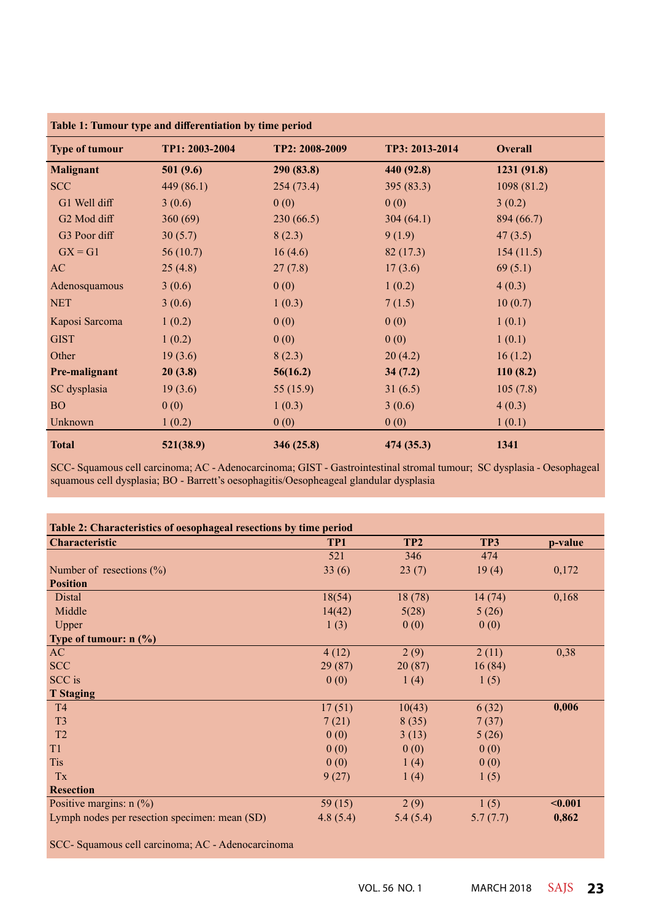**Table 1: Tumour type and differentiation by time period**

| Type of tumour | TP1: 2003-2004 | TP2: 2008-2009 | TP3: 2013-2014 | Overall |
|---|---|---|---|---|
| **Malignant** | **501 (9.6)** | **290 (83.8)** | **440 (92.8)** | **1231 (91.8)** |
| SCC | 449 (86.1) | 254 (73.4) | 395 (83.3) | 1098 (81.2) |
| G1 Well diff | 3 (0.6) | 0 (0) | 0 (0) | 3 (0.2) |
| G2 Mod diff | 360 (69) | 230 (66.5) | 304 (64.1) | 894 (66.7) |
| G3 Poor diff | 30 (5.7) | 8 (2.3) | 9 (1.9) | 47 (3.5) |
| GX = G1 | 56 (10.7) | 16 (4.6) | 82 (17.3) | 154 (11.5) |
| AC | 25 (4.8) | 27 (7.8) | 17 (3.6) | 69 (5.1) |
| Adenosquamous | 3 (0.6) | 0 (0) | 1 (0.2) | 4 (0.3) |
| NET | 3 (0.6) | 1 (0.3) | 7 (1.5) | 10 (0.7) |
| Kaposi Sarcoma | 1 (0.2) | 0 (0) | 0 (0) | 1 (0.1) |
| GIST | 1 (0.2) | 0 (0) | 0 (0) | 1 (0.1) |
| Other | 19 (3.6) | 8 (2.3) | 20 (4.2) | 16 (1.2) |
| **Pre-malignant** | **20 (3.8)** | **56(16.2)** | **34 (7.2)** | **110 (8.2)** |
| SC dysplasia | 19 (3.6) | 55 (15.9) | 31 (6.5) | 105 (7.8) |
| BO | 0 (0) | 1 (0.3) | 3 (0.6) | 4 (0.3) |
| Unknown | 1 (0.2) | 0 (0) | 0 (0) | 1 (0.1) |
| **Total** | **521(38.9)** | **346 (25.8)** | **474 (35.3)** | **1341** |

SCC- Squamous cell carcinoma; AC - Adenocarcinoma; GIST - Gastrointestinal stromal tumour; SC dysplasia - Oesophageal squamous cell dysplasia; BO - Barrett's oesophagitis/Oesopheageal glandular dysplasia

**Table 2: Characteristics of oesophageal resections by time period**

| Characteristic | TP1 | TP2 | TP3 | p-value |
|---|---|---|---|---|
| | 521 | 346 | 474 | |
| Number of resections (%) | 33 (6) | 23 (7) | 19 (4) | 0,172 |
| **Position** | | | | |
| Distal | 18(54) | 18 (78) | 14 (74) | 0,168 |
| Middle | 14(42) | 5(28) | 5 (26) | |
| Upper | 1 (3) | 0 (0) | 0 (0) | |
| **Type of tumour: n (%)** | | | | |
| AC | 4 (12) | 2 (9) | 2 (11) | 0,38 |
| SCC | 29 (87) | 20 (87) | 16 (84) | |
| SCC is | 0 (0) | 1 (4) | 1 (5) | |
| **T Staging** | | | | |
| T4 | 17 (51) | 10(43) | 6 (32) | **0,006** |
| T3 | 7 (21) | 8 (35) | 7 (37) | |
| T2 | 0 (0) | 3 (13) | 5 (26) | |
| T1 | 0 (0) | 0 (0) | 0 (0) | |
| Tis | 0 (0) | 1 (4) | 0 (0) | |
| Tx | 9 (27) | 1 (4) | 1 (5) | |
| **Resection** | | | | |
| Positive margins: n (%) | 59 (15) | 2 (9) | 1 (5) | **<0.001** |
| Lymph nodes per resection specimen: mean (SD) | 4.8 (5.4) | 5.4 (5.4) | 5.7 (7.7) | **0,862** |

SCC- Squamous cell carcinoma; AC - Adenocarcinoma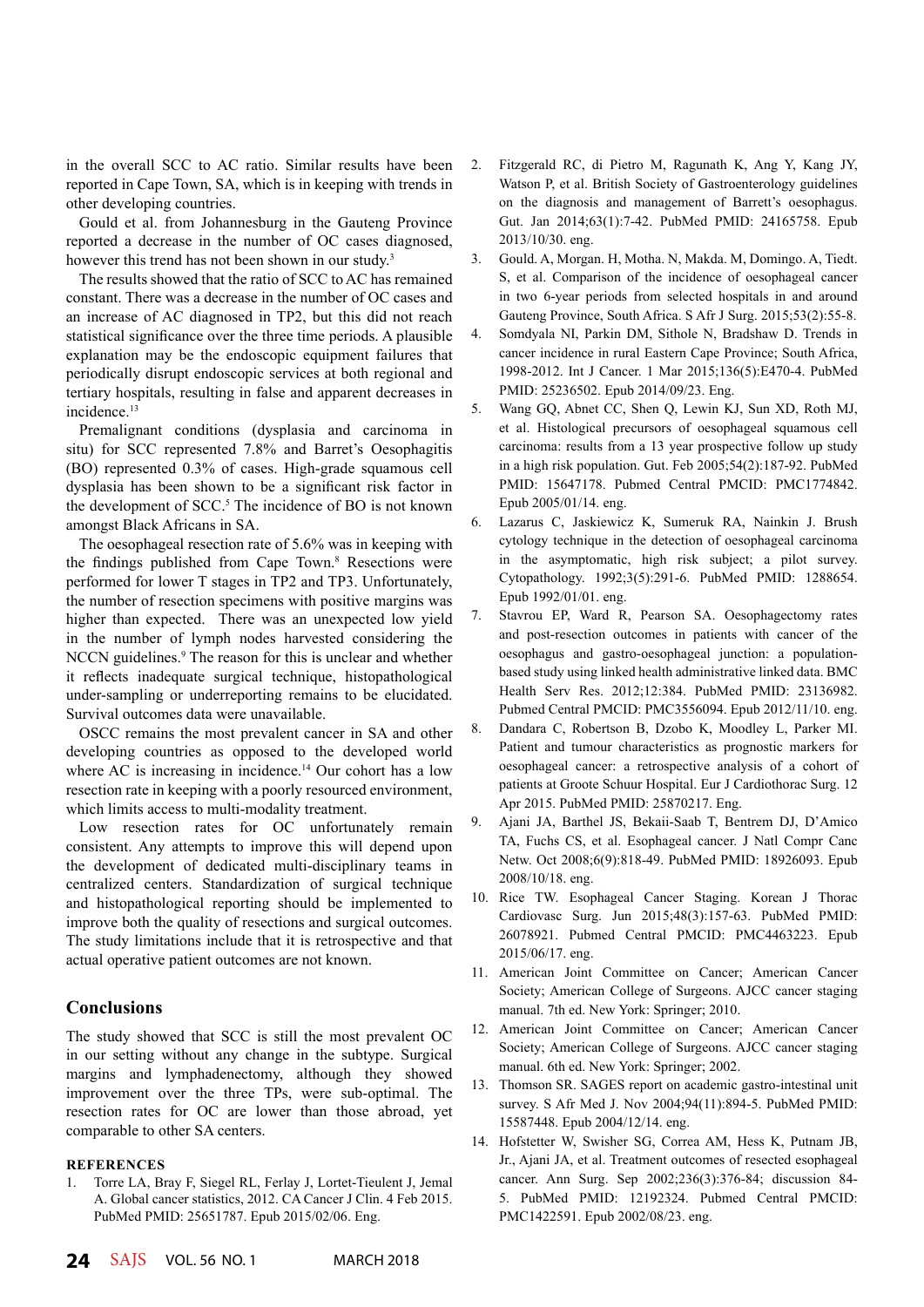in the overall SCC to AC ratio. Similar results have been reported in Cape Town, SA, which is in keeping with trends in other developing countries.

Gould et al. from Johannesburg in the Gauteng Province reported a decrease in the number of OC cases diagnosed, however this trend has not been shown in our study.[3]

The results showed that the ratio of SCC to AC has remained constant. There was a decrease in the number of OC cases and an increase of AC diagnosed in TP2, but this did not reach statistical significance over the three time periods. A plausible explanation may be the endoscopic equipment failures that periodically disrupt endoscopic services at both regional and tertiary hospitals, resulting in false and apparent decreases in incidence.[13]

Premalignant conditions (dysplasia and carcinoma in situ) for SCC represented 7.8% and Barret's Oesophagitis (BO) represented 0.3% of cases. High-grade squamous cell dysplasia has been shown to be a significant risk factor in the development of SCC.[5] The incidence of BO is not known amongst Black Africans in SA.

The oesophageal resection rate of 5.6% was in keeping with the findings published from Cape Town.[8] Resections were performed for lower T stages in TP2 and TP3. Unfortunately, the number of resection specimens with positive margins was higher than expected. There was an unexpected low yield in the number of lymph nodes harvested considering the NCCN guidelines.[9] The reason for this is unclear and whether it reflects inadequate surgical technique, histopathological under-sampling or underreporting remains to be elucidated. Survival outcomes data were unavailable.

OSCC remains the most prevalent cancer in SA and other developing countries as opposed to the developed world where AC is increasing in incidence.[14] Our cohort has a low resection rate in keeping with a poorly resourced environment, which limits access to multi-modality treatment.

Low resection rates for OC unfortunately remain consistent. Any attempts to improve this will depend upon the development of dedicated multi-disciplinary teams in centralized centers. Standardization of surgical technique and histopathological reporting should be implemented to improve both the quality of resections and surgical outcomes. The study limitations include that it is retrospective and that actual operative patient outcomes are not known.

## Conclusions

The study showed that SCC is still the most prevalent OC in our setting without any change in the subtype. Surgical margins and lymphadenectomy, although they showed improvement over the three TPs, were sub-optimal. The resection rates for OC are lower than those abroad, yet comparable to other SA centers.

### REFERENCES

1. Torre LA, Bray F, Siegel RL, Ferlay J, Lortet-Tieulent J, Jemal A. Global cancer statistics, 2012. CA Cancer J Clin. 4 Feb 2015. PubMed PMID: 25651787. Epub 2015/02/06. Eng.
2. Fitzgerald RC, di Pietro M, Ragunath K, Ang Y, Kang JY, Watson P, et al. British Society of Gastroenterology guidelines on the diagnosis and management of Barrett's oesophagus. Gut. Jan 2014;63(1):7-42. PubMed PMID: 24165758. Epub 2013/10/30. eng.
3. Gould. A, Morgan. H, Motha. N, Makda. M, Domingo. A, Tiedt. S, et al. Comparison of the incidence of oesophageal cancer in two 6-year periods from selected hospitals in and around Gauteng Province, South Africa. S Afr J Surg. 2015;53(2):55-8.
4. Somdyala NI, Parkin DM, Sithole N, Bradshaw D. Trends in cancer incidence in rural Eastern Cape Province; South Africa, 1998-2012. Int J Cancer. 1 Mar 2015;136(5):E470-4. PubMed PMID: 25236502. Epub 2014/09/23. Eng.
5. Wang GQ, Abnet CC, Shen Q, Lewin KJ, Sun XD, Roth MJ, et al. Histological precursors of oesophageal squamous cell carcinoma: results from a 13 year prospective follow up study in a high risk population. Gut. Feb 2005;54(2):187-92. PubMed PMID: 15647178. Pubmed Central PMCID: PMC1774842. Epub 2005/01/14. eng.
6. Lazarus C, Jaskiewicz K, Sumeruk RA, Nainkin J. Brush cytology technique in the detection of oesophageal carcinoma in the asymptomatic, high risk subject; a pilot survey. Cytopathology. 1992;3(5):291-6. PubMed PMID: 1288654. Epub 1992/01/01. eng.
7. Stavrou EP, Ward R, Pearson SA. Oesophagectomy rates and post-resection outcomes in patients with cancer of the oesophagus and gastro-oesophageal junction: a population-based study using linked health administrative linked data. BMC Health Serv Res. 2012;12:384. PubMed PMID: 23136982. Pubmed Central PMCID: PMC3556094. Epub 2012/11/10. eng.
8. Dandara C, Robertson B, Dzobo K, Moodley L, Parker MI. Patient and tumour characteristics as prognostic markers for oesophageal cancer: a retrospective analysis of a cohort of patients at Groote Schuur Hospital. Eur J Cardiothorac Surg. 12 Apr 2015. PubMed PMID: 25870217. Eng.
9. Ajani JA, Barthel JS, Bekaii-Saab T, Bentrem DJ, D'Amico TA, Fuchs CS, et al. Esophageal cancer. J Natl Compr Canc Netw. Oct 2008;6(9):818-49. PubMed PMID: 18926093. Epub 2008/10/18. eng.
10. Rice TW. Esophageal Cancer Staging. Korean J Thorac Cardiovasc Surg. Jun 2015;48(3):157-63. PubMed PMID: 26078921. Pubmed Central PMCID: PMC4463223. Epub 2015/06/17. eng.
11. American Joint Committee on Cancer; American Cancer Society; American College of Surgeons. AJCC cancer staging manual. 7th ed. New York: Springer; 2010.
12. American Joint Committee on Cancer; American Cancer Society; American College of Surgeons. AJCC cancer staging manual. 6th ed. New York: Springer; 2002.
13. Thomson SR. SAGES report on academic gastro-intestinal unit survey. S Afr Med J. Nov 2004;94(11):894-5. PubMed PMID: 15587448. Epub 2004/12/14. eng.
14. Hofstetter W, Swisher SG, Correa AM, Hess K, Putnam JB, Jr., Ajani JA, et al. Treatment outcomes of resected esophageal cancer. Ann Surg. Sep 2002;236(3):376-84; discussion 84-5. PubMed PMID: 12192324. Pubmed Central PMCID: PMC1422591. Epub 2002/08/23. eng.